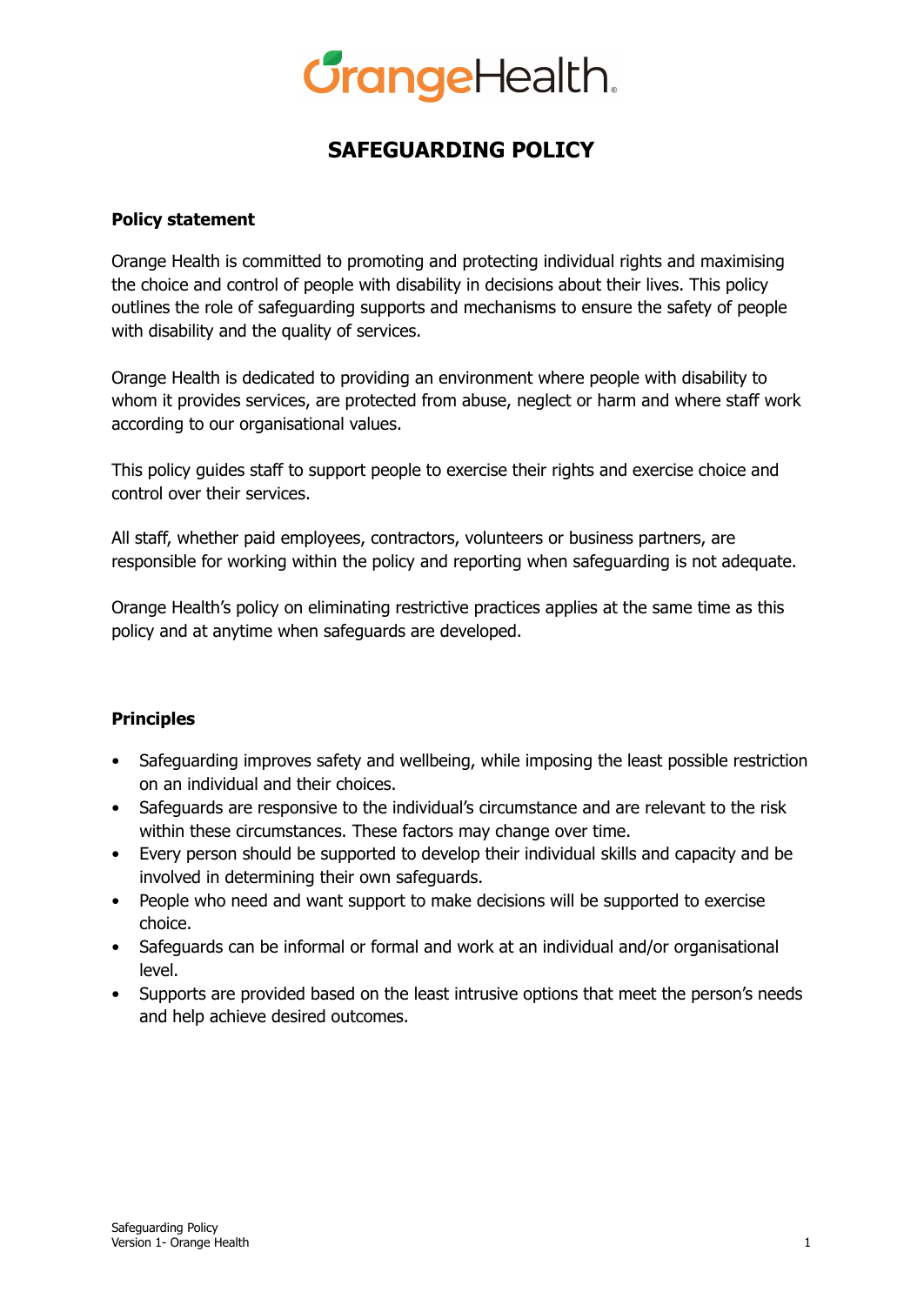# SAFEGUARDING POLICY

## Policy statement

Orange Health is committed to promoting and protecting individual rights and maximising the choice and control of people with disability in decisions about their lives. This policy outlines the role of safeguarding supports and mechanisms to ensure the safety of people with disability and the quality of services.

Orange Health is dedicated to providing an environment where people with disability to whom it provides services, are protected from abuse, neglect or harm and where staff work according to our organisational values.

This policy guides staff to support people to exercise their rights and exercise choice and control over their services.

All staff, whether paid employees, contractors, volunteers or business partners, are responsible for working within the policy and reporting when safeguarding is not adequate.

Orange Health's policy on eliminating restrictive practices applies at the same time as this policy and at anytime when safeguards are developed.

## Principles

- Safeguarding improves safety and wellbeing, while imposing the least possible restriction on an individual and their choices.
- Safeguards are responsive to the individual's circumstance and are relevant to the risk within these circumstances. These factors may change over time.
- Every person should be supported to develop their individual skills and capacity and be involved in determining their own safeguards.
- People who need and want support to make decisions will be supported to exercise choice.
- Safeguards can be informal or formal and work at an individual and/or organisational level.
- Supports are provided based on the least intrusive options that meet the person's needs and help achieve desired outcomes.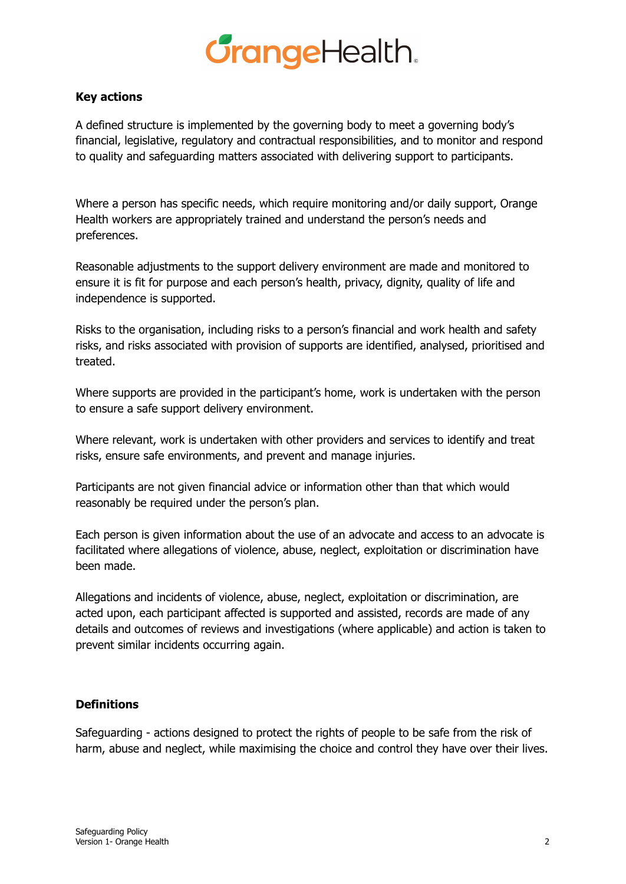**Key actions**

A defined structure is implemented by the governing body to meet a governing body's financial, legislative, regulatory and contractual responsibilities, and to monitor and respond to quality and safeguarding matters associated with delivering support to participants.

Where a person has specific needs, which require monitoring and/or daily support, Orange Health workers are appropriately trained and understand the person's needs and preferences.

Reasonable adjustments to the support delivery environment are made and monitored to ensure it is fit for purpose and each person's health, privacy, dignity, quality of life and independence is supported.

Risks to the organisation, including risks to a person's financial and work health and safety risks, and risks associated with provision of supports are identified, analysed, prioritised and treated.

Where supports are provided in the participant's home, work is undertaken with the person to ensure a safe support delivery environment.

Where relevant, work is undertaken with other providers and services to identify and treat risks, ensure safe environments, and prevent and manage injuries.

Participants are not given financial advice or information other than that which would reasonably be required under the person's plan.

Each person is given information about the use of an advocate and access to an advocate is facilitated where allegations of violence, abuse, neglect, exploitation or discrimination have been made.

Allegations and incidents of violence, abuse, neglect, exploitation or discrimination, are acted upon, each participant affected is supported and assisted, records are made of any details and outcomes of reviews and investigations (where applicable) and action is taken to prevent similar incidents occurring again.

**Definitions**

Safeguarding - actions designed to protect the rights of people to be safe from the risk of harm, abuse and neglect, while maximising the choice and control they have over their lives.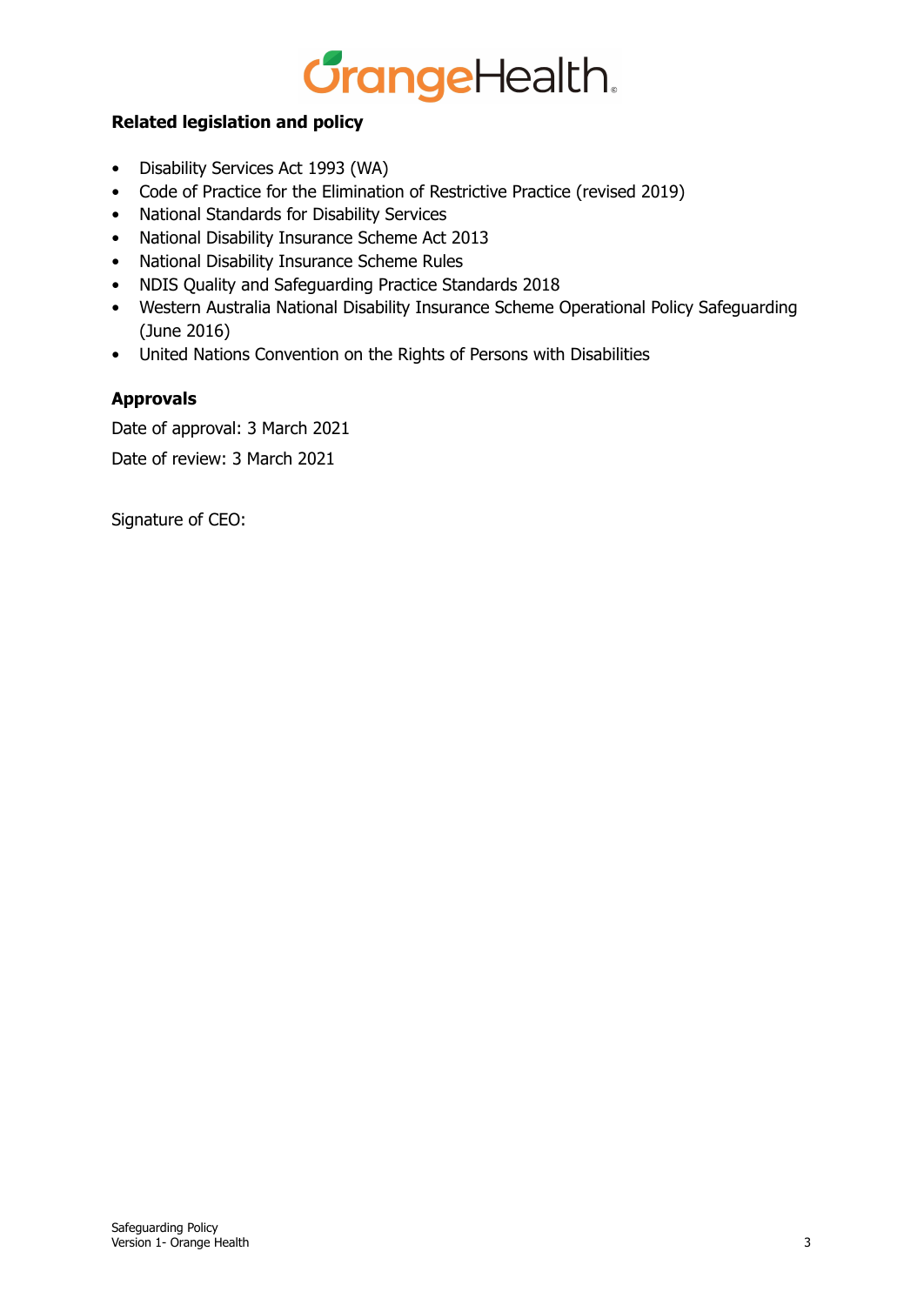**Related legislation and policy**

- Disability Services Act 1993 (WA)
- Code of Practice for the Elimination of Restrictive Practice (revised 2019)
- National Standards for Disability Services
- National Disability Insurance Scheme Act 2013
- National Disability Insurance Scheme Rules
- NDIS Quality and Safeguarding Practice Standards 2018
- Western Australia National Disability Insurance Scheme Operational Policy Safeguarding (June 2016)
- United Nations Convention on the Rights of Persons with Disabilities

**Approvals**

Date of approval: 3 March 2021

Date of review: 3 March 2021

Signature of CEO: